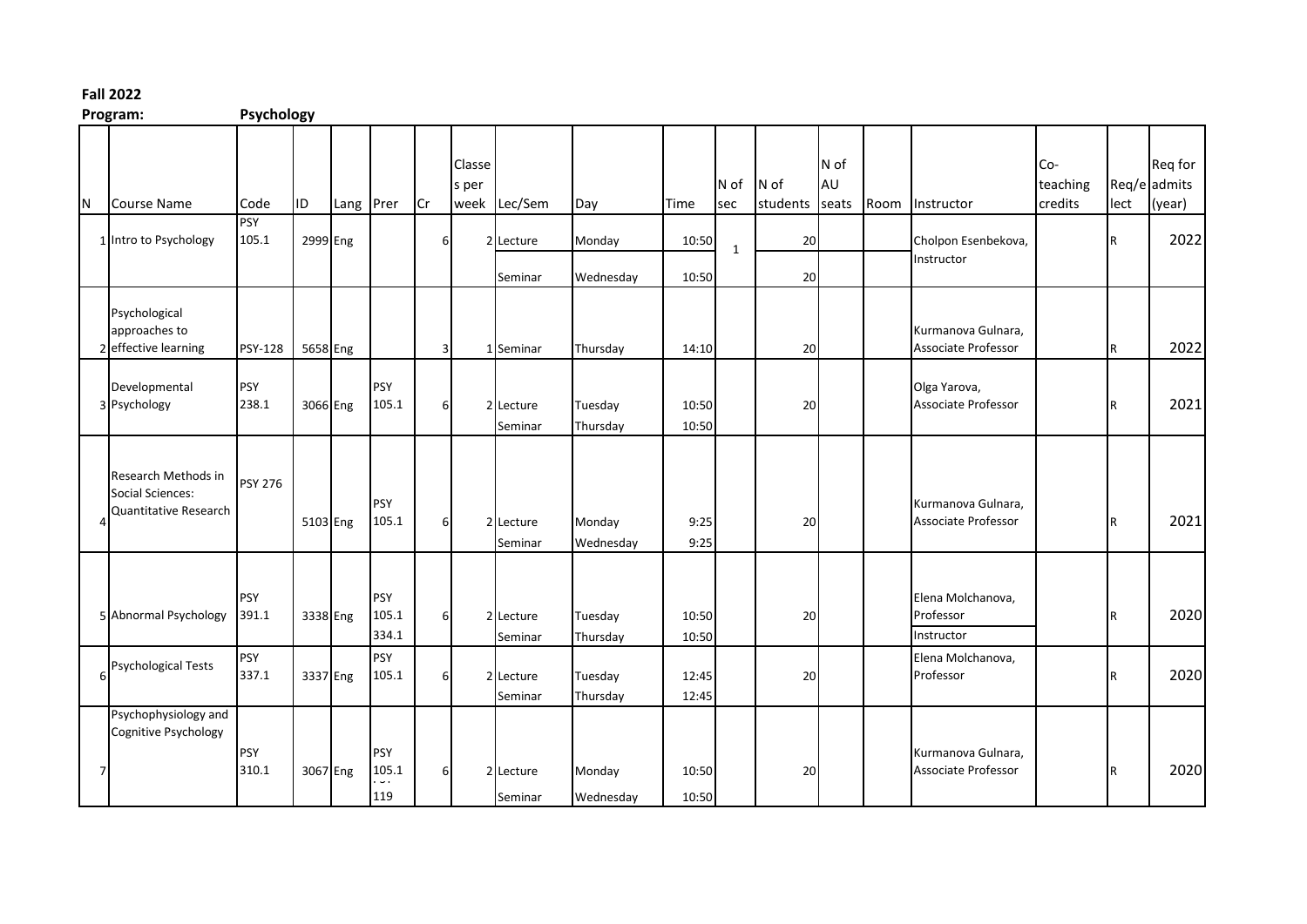**Fall 2022**

**Program:** **Psychology**

| N | Course Name | Code | ID | Lang | Prer | Cr | Classes per week | Lec/Sem | Day | Time | N of sec | N of students | N of AU seats | Room | Instructor | Co-teaching credits | Req/elect | Req for admits (year) |
|---|---|---|---|---|---|---|---|---|---|---|---|---|---|---|---|---|---|---|
| 1 | Intro to Psychology | PSY 105.1 | 2999 | Eng | | 6 | 2 | Lecture | Monday | 10:50 | 1 | 20 | | | Cholpon Esenbekova, Instructor | | R | 2022 |
| | | | | | | | | Seminar | Wednesday | 10:50 | | 20 | | | | | | |
| 2 | Psychological approaches to effective learning | PSY-128 | 5658 | Eng | | 3 | 1 | Seminar | Thursday | 14:10 | | 20 | | | Kurmanova Gulnara, Associate Professor | | R | 2022 |
| 3 | Developmental Psychology | PSY 238.1 | 3066 | Eng | PSY 105.1 | 6 | 2 | Lecture | Tuesday | 10:50 | | 20 | | | Olga Yarova, Associate Professor | | R | 2021 |
| | | | | | | | | Seminar | Thursday | 10:50 | | | | | | | | |
| 4 | Research Methods in Social Sciences: Quantitative Research | PSY 276 | 5103 | Eng | PSY 105.1 | 6 | 2 | Lecture | Monday | 9:25 | | 20 | | | Kurmanova Gulnara, Associate Professor | | R | 2021 |
| | | | | | | | | Seminar | Wednesday | 9:25 | | | | | | | | |
| 5 | Abnormal Psychology | PSY 391.1 | 3338 | Eng | PSY 105.1 334.1 | 6 | 2 | Lecture | Tuesday | 10:50 | | 20 | | | Elena Molchanova, Professor | | R | 2020 |
| | | | | | | | | Seminar | Thursday | 10:50 | | | | | Instructor | | | |
| 6 | Psychological Tests | PSY 337.1 | 3337 | Eng | PSY 105.1 | 6 | 2 | Lecture | Tuesday | 12:45 | | 20 | | | Elena Molchanova, Professor | | R | 2020 |
| | | | | | | | | Seminar | Thursday | 12:45 | | | | | | | | |
| 7 | Psychophysiology and Cognitive Psychology | PSY 310.1 | 3067 | Eng | PSY 105.1 119 | 6 | 2 | Lecture | Monday | 10:50 | | 20 | | | Kurmanova Gulnara, Associate Professor | | R | 2020 |
| | | | | | | | | Seminar | Wednesday | 10:50 | | | | | | | | |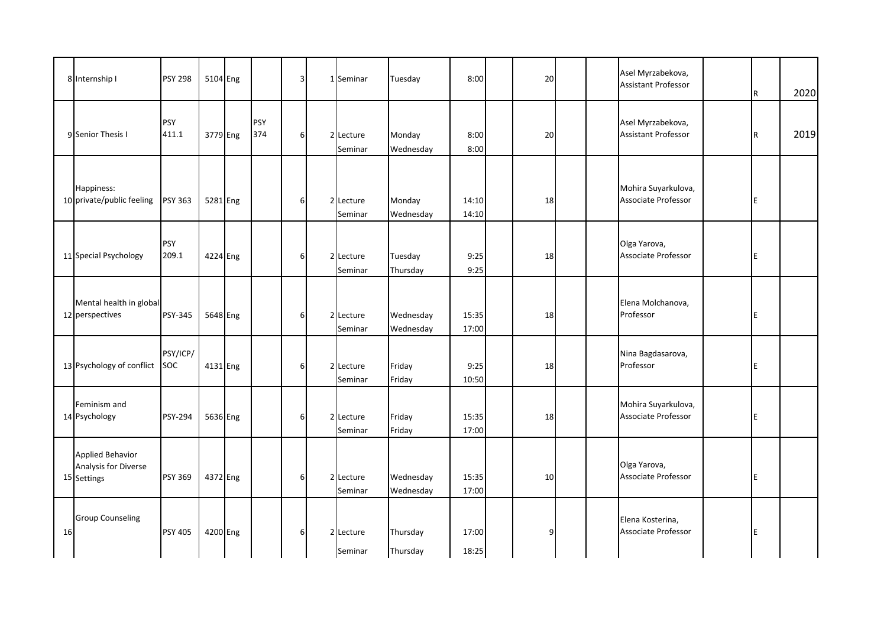| | | | | | | | | | | | | | | | | | | |
|---|---|---|---|---|---|---|---|---|---|---|---|---|---|---|---|---|---|---|
| 8 | Internship I | PSY 298 | 5104 | Eng | | 3 | 1 | Seminar | Tuesday | 8:00 | | 20 | | | Asel Myrzabekova, Assistant Professor | | R | 2020 |
| 9 | Senior Thesis I | PSY 411.1 | 3779 | Eng | PSY 374 | 6 | 2 | Lecture<br>Seminar | Monday<br>Wednesday | 8:00<br>8:00 | | 20 | | | Asel Myrzabekova, Assistant Professor | | R | 2019 |
| 10 | Happiness: private/public feeling | PSY 363 | 5281 | Eng | | 6 | 2 | Lecture<br>Seminar | Monday<br>Wednesday | 14:10<br>14:10 | | 18 | | | Mohira Suyarkulova, Associate Professor | | E | |
| 11 | Special Psychology | PSY 209.1 | 4224 | Eng | | 6 | 2 | Lecture<br>Seminar | Tuesday<br>Thursday | 9:25<br>9:25 | | 18 | | | Olga Yarova, Associate Professor | | E | |
| 12 | Mental health in global perspectives | PSY-345 | 5648 | Eng | | 6 | 2 | Lecture<br>Seminar | Wednesday<br>Wednesday | 15:35<br>17:00 | | 18 | | | Elena Molchanova, Professor | | E | |
| 13 | Psychology of conflict | PSY/ICP/SOC | 4131 | Eng | | 6 | 2 | Lecture<br>Seminar | Friday<br>Friday | 9:25<br>10:50 | | 18 | | | Nina Bagdasarova, Professor | | E | |
| 14 | Feminism and Psychology | PSY-294 | 5636 | Eng | | 6 | 2 | Lecture<br>Seminar | Friday<br>Friday | 15:35<br>17:00 | | 18 | | | Mohira Suyarkulova, Associate Professor | | E | |
| 15 | Applied Behavior Analysis for Diverse Settings | PSY 369 | 4372 | Eng | | 6 | 2 | Lecture<br>Seminar | Wednesday<br>Wednesday | 15:35<br>17:00 | | 10 | | | Olga Yarova, Associate Professor | | E | |
| 16 | Group Counseling | PSY 405 | 4200 | Eng | | 6 | 2 | Lecture<br>Seminar | Thursday<br>Thursday | 17:00<br>18:25 | | 9 | | | Elena Kosterina, Associate Professor | | E | |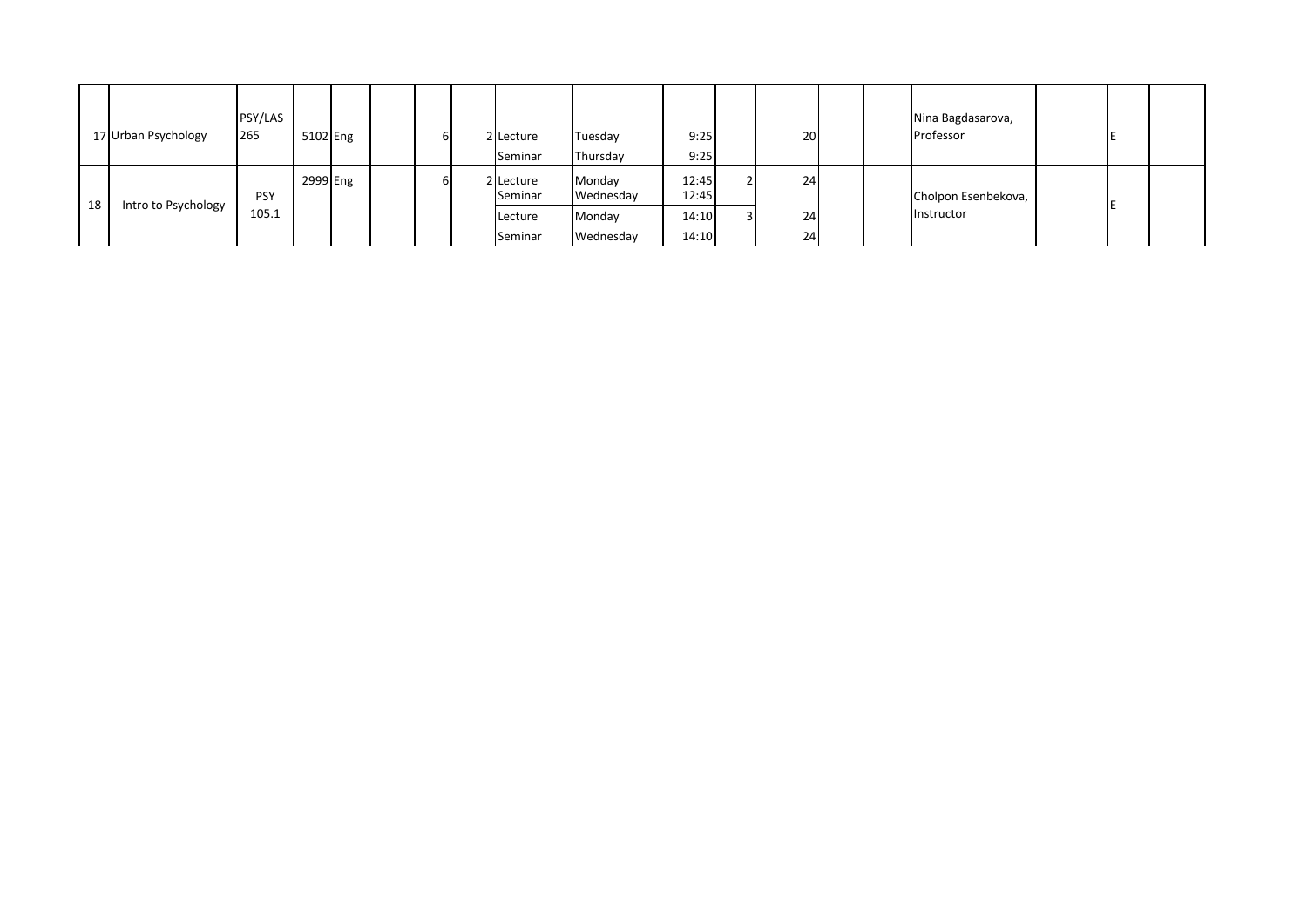| | | | | | | | | | | | | | | | | | | | |
|---|---|---|---|---|---|---|---|---|---|---|---|---|---|---|---|---|---|---|---|
| 17 | Urban Psychology | PSY/LAS 265 | 5102 | Eng | | | 6 | | 2 | Lecture | Tuesday | 9:25 | | 20 | | | Nina Bagdasarova, Professor | | E |
| | | | | | | | | | | Seminar | Thursday | 9:25 | | | | | | | |
| 18 | Intro to Psychology | PSY 105.1 | 2999 | Eng | | | 6 | | 2 | Lecture | Monday | 12:45 | 2 | 24 | | | Cholpon Esenbekova, Instructor | | E |
| | | | | | | | | | | Seminar | Wednesday | 12:45 | | | | | | | |
| | | | | | | | | | | Lecture | Monday | 14:10 | 3 | 24 | | | | | |
| | | | | | | | | | | Seminar | Wednesday | 14:10 | | 24 | | | | | |